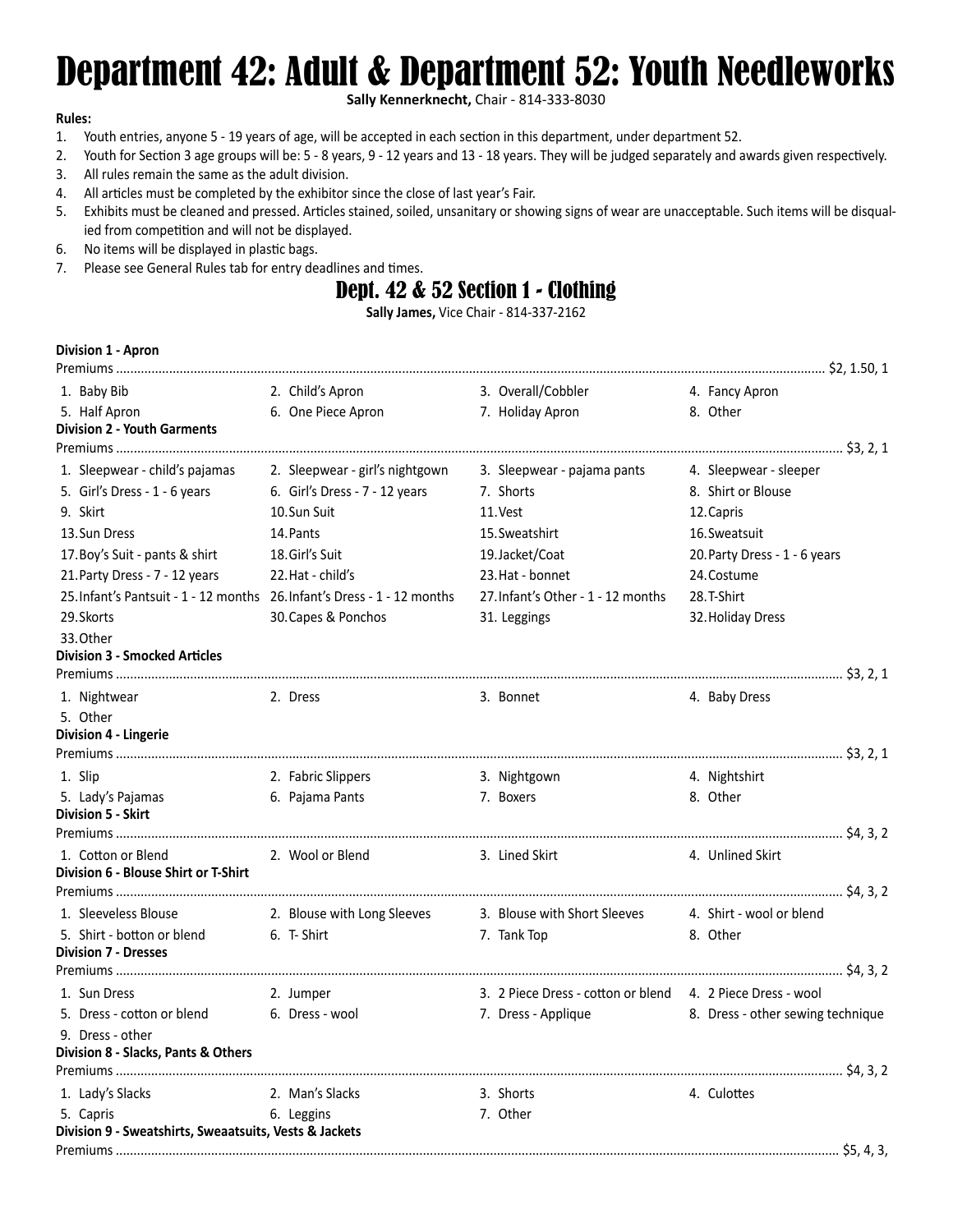# Department 42: Adult & Department 52: Youth Needleworks

**Sally Kennerknecht,** Chair - 814-333-8030

**Rules:**

1. Youth entries, anyone 5 - 19 years of age, will be accepted in each section in this department, under department 52.
2. Youth for Section 3 age groups will be: 5 - 8 years, 9 - 12 years and 13 - 18 years. They will be judged separately and awards given respectively.
3. All rules remain the same as the adult division.
4. All articles must be completed by the exhibitor since the close of last year's Fair.
5. Exhibits must be cleaned and pressed. Articles stained, soiled, unsanitary or showing signs of wear are unacceptable. Such items will be disqualied from competition and will not be displayed.
6. No items will be displayed in plastic bags.
7. Please see General Rules tab for entry deadlines and times.

## Dept. 42 & 52 Section 1 - Clothing

**Sally James,** Vice Chair - 814-337-2162

**Division 1 - Apron**

Premiums .......... $2, 1.50, 1

1. Baby Bib
2. Child's Apron
3. Overall/Cobbler
4. Fancy Apron
5. Half Apron
6. One Piece Apron
7. Holiday Apron
8. Other

**Division 2 - Youth Garments**

Premiums .......... $3, 2, 1

1. Sleepwear - child's pajamas
2. Sleepwear - girl's nightgown
3. Sleepwear - pajama pants
4. Sleepwear - sleeper
5. Girl's Dress - 1 - 6 years
6. Girl's Dress - 7 - 12 years
7. Shorts
8. Shirt or Blouse
9. Skirt
10. Sun Suit
11. Vest
12. Capris
13. Sun Dress
14. Pants
15. Sweatshirt
16. Sweatsuit
17. Boy's Suit - pants & shirt
18. Girl's Suit
19. Jacket/Coat
20. Party Dress - 1 - 6 years
21. Party Dress - 7 - 12 years
22. Hat - child's
23. Hat - bonnet
24. Costume
25. Infant's Pantsuit - 1 - 12 months
26. Infant's Dress - 1 - 12 months
27. Infant's Other - 1 - 12 months
28. T-Shirt
29. Skorts
30. Capes & Ponchos
31. Leggings
32. Holiday Dress
33. Other

**Division 3 - Smocked Articles**

Premiums .......... $3, 2, 1

1. Nightwear
2. Dress
3. Bonnet
4. Baby Dress
5. Other

**Division 4 - Lingerie**

Premiums .......... $3, 2, 1

1. Slip
2. Fabric Slippers
3. Nightgown
4. Nightshirt
5. Lady's Pajamas
6. Pajama Pants
7. Boxers
8. Other

**Division 5 - Skirt**

Premiums .......... $4, 3, 2

1. Cotton or Blend
2. Wool or Blend
3. Lined Skirt
4. Unlined Skirt

**Division 6 - Blouse Shirt or T-Shirt**

Premiums .......... $4, 3, 2

1. Sleeveless Blouse
2. Blouse with Long Sleeves
3. Blouse with Short Sleeves
4. Shirt - wool or blend
5. Shirt - botton or blend
6. T- Shirt
7. Tank Top
8. Other

**Division 7 - Dresses**

Premiums .......... $4, 3, 2

1. Sun Dress
2. Jumper
3. 2 Piece Dress - cotton or blend
4. 2 Piece Dress - wool
5. Dress - cotton or blend
6. Dress - wool
7. Dress - Applique
8. Dress - other sewing technique
9. Dress - other

**Division 8 - Slacks, Pants & Others**

Premiums .......... $4, 3, 2

1. Lady's Slacks
2. Man's Slacks
3. Shorts
4. Culottes
5. Capris
6. Leggins
7. Other

**Division 9 - Sweatshirts, Sweaatsuits, Vests & Jackets**

Premiums .......... $5, 4, 3,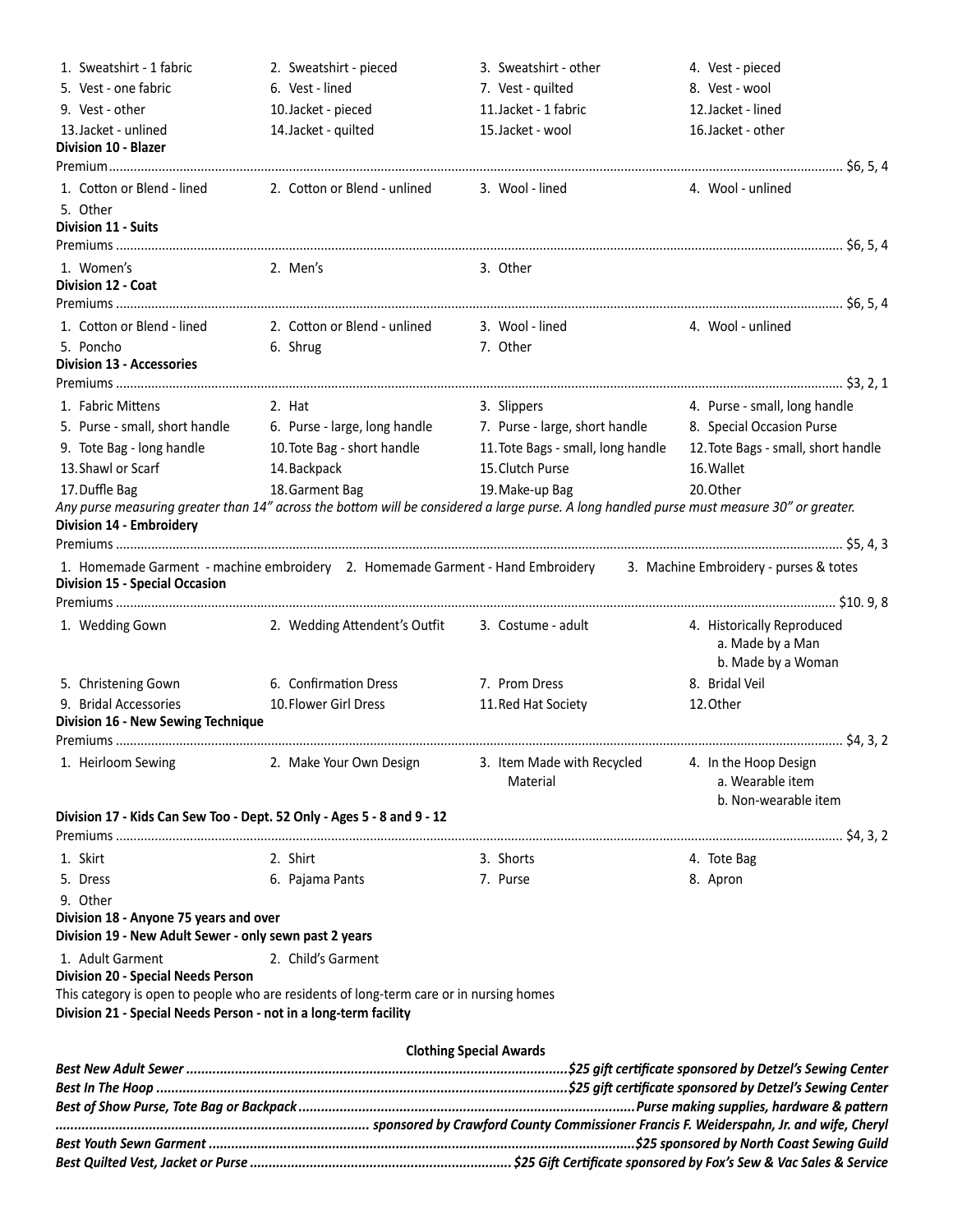1. Sweatshirt - 1 fabric
2. Sweatshirt - pieced
3. Sweatshirt - other
4. Vest - pieced
5. Vest - one fabric
6. Vest - lined
7. Vest - quilted
8. Vest - wool
9. Vest - other
10. Jacket - pieced
11. Jacket - 1 fabric
12. Jacket - lined
13. Jacket - unlined
14. Jacket - quilted
15. Jacket - wool
16. Jacket - other

**Division 10 - Blazer**

Premium.......... $6, 5, 4

1. Cotton or Blend - lined
2. Cotton or Blend - unlined
3. Wool - lined
4. Wool - unlined
5. Other

**Division 11 - Suits**

Premiums .......... $6, 5, 4

1. Women's
2. Men's
3. Other

**Division 12 - Coat**

Premiums .......... $6, 5, 4

1. Cotton or Blend - lined
2. Cotton or Blend - unlined
3. Wool - lined
4. Wool - unlined
5. Poncho
6. Shrug
7. Other

**Division 13 - Accessories**

Premiums .......... $3, 2, 1

1. Fabric Mittens
2. Hat
3. Slippers
4. Purse - small, long handle
5. Purse - small, short handle
6. Purse - large, long handle
7. Purse - large, short handle
8. Special Occasion Purse
9. Tote Bag - long handle
10. Tote Bag - short handle
11. Tote Bags - small, long handle
12. Tote Bags - small, short handle
13. Shawl or Scarf
14. Backpack
15. Clutch Purse
16. Wallet
17. Duffle Bag
18. Garment Bag
19. Make-up Bag
20. Other

*Any purse measuring greater than 14" across the bottom will be considered a large purse. A long handled purse must measure 30" or greater.*

**Division 14 - Embroidery**

Premiums .......... $5, 4, 3

1. Homemade Garment - machine embroidery
2. Homemade Garment - Hand Embroidery
3. Machine Embroidery - purses & totes

**Division 15 - Special Occasion**

Premiums .......... $10. 9, 8

1. Wedding Gown
2. Wedding Attendent's Outfit
3. Costume - adult
4. Historically Reproduced
   a. Made by a Man
   b. Made by a Woman
5. Christening Gown
6. Confirmation Dress
7. Prom Dress
8. Bridal Veil
9. Bridal Accessories
10. Flower Girl Dress
11. Red Hat Society
12. Other

**Division 16 - New Sewing Technique**

Premiums .......... $4, 3, 2

1. Heirloom Sewing
2. Make Your Own Design
3. Item Made with Recycled Material
4. In the Hoop Design
   a. Wearable item
   b. Non-wearable item

**Division 17 - Kids Can Sew Too - Dept. 52 Only - Ages 5 - 8 and 9 - 12**

Premiums .......... $4, 3, 2

1. Skirt
2. Shirt
3. Shorts
4. Tote Bag
5. Dress
6. Pajama Pants
7. Purse
8. Apron
9. Other

**Division 18 - Anyone 75 years and over**

**Division 19 - New Adult Sewer - only sewn past 2 years**

1. Adult Garment
2. Child's Garment

**Division 20 - Special Needs Person**

This category is open to people who are residents of long-term care or in nursing homes

**Division 21 - Special Needs Person - not in a long-term facility**

**Clothing Special Awards**

***Best New Adult Sewer .......... $25 gift certificate sponsored by Detzel's Sewing Center***

***Best In The Hoop .......... $25 gift certificate sponsored by Detzel's Sewing Center***

***Best of Show Purse, Tote Bag or Backpack .......... Purse making supplies, hardware & pattern***

***.......... sponsored by Crawford County Commissioner Francis F. Weiderspahn, Jr. and wife, Cheryl***

***Best Youth Sewn Garment .......... $25 sponsored by North Coast Sewing Guild***

***Best Quilted Vest, Jacket or Purse .......... $25 Gift Certificate sponsored by Fox's Sew & Vac Sales & Service***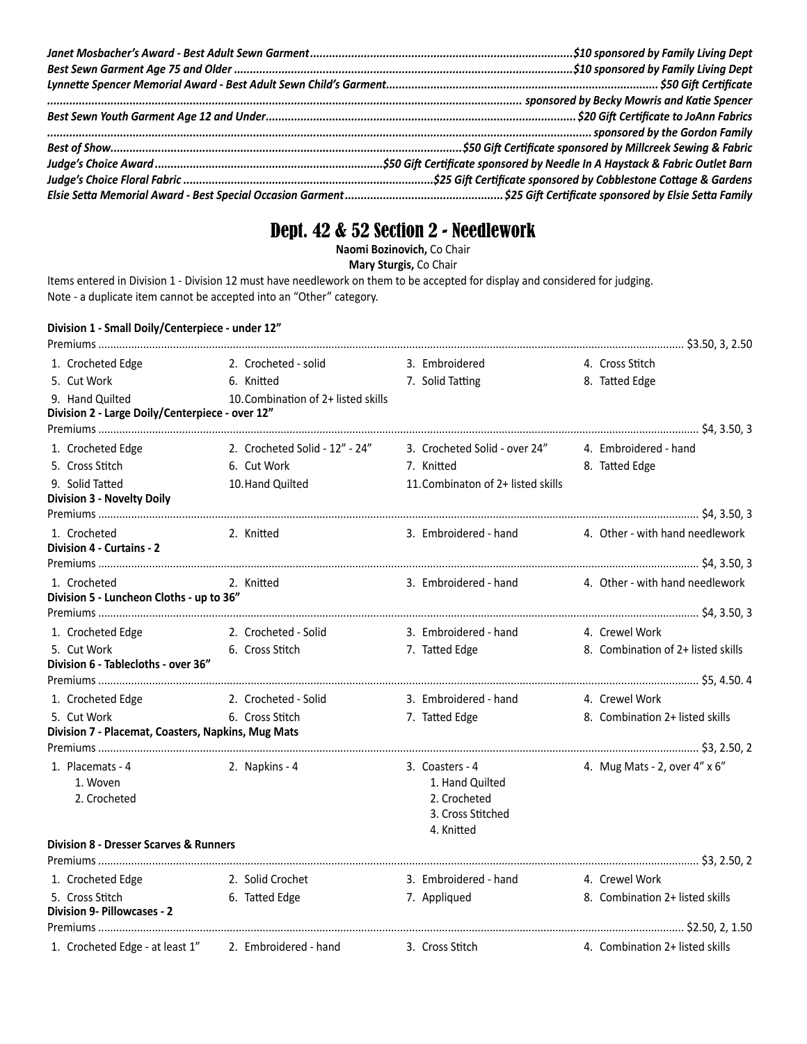*Janet Mosbacher's Award - Best Adult Sewn Garment..................................................................................$10 sponsored by Family Living Dept*
*Best Sewn Garment Age 75 and Older ..........................................................................................................$10 sponsored by Family Living Dept*
*Lynnette Spencer Memorial Award - Best Adult Sewn Child's Garment.................................................................................... $50 Gift Certificate*
*....................................................................................................................................................... sponsored by Becky Mowris and Katie Spencer*
*Best Sewn Youth Garment Age 12 and Under................................................................................................. $20 Gift Certificate to JoAnn Fabrics*
*....................................................................................................................................................................... sponsored by the Gordon Family*
*Best of Show............................................................................................................$50 Gift Certificate sponsored by Millcreek Sewing & Fabric*
*Judge's Choice Award .......................................................................$50 Gift Certificate sponsored by Needle In A Haystack & Fabric Outlet Barn*
*Judge's Choice Floral Fabric ...............................................................................$25 Gift Certificate sponsored by Cobblestone Cottage & Gardens*
*Elsie Setta Memorial Award - Best Special Occasion Garment.................................................. $25 Gift Certificate sponsored by Elsie Setta Family*

# Dept. 42 & 52 Section 2 - Needlework

**Naomi Bozinovich,** Co Chair
**Mary Sturgis,** Co Chair

Items entered in Division 1 - Division 12 must have needlework on them to be accepted for display and considered for judging.
Note - a duplicate item cannot be accepted into an "Other" category.

**Division 1 - Small Doily/Centerpiece - under 12"**
Premiums ........................................................................................................ $3.50, 3, 2.50

1. Crocheted Edge
2. Crocheted - solid
3. Embroidered
4. Cross Stitch
5. Cut Work
6. Knitted
7. Solid Tatting
8. Tatted Edge
9. Hand Quilted
10. Combination of 2+ listed skills

**Division 2 - Large Doily/Centerpiece - over 12"**
Premiums ........................................................................................................ $4, 3.50, 3

1. Crocheted Edge
2. Crocheted Solid - 12" - 24"
3. Crocheted Solid - over 24"
4. Embroidered - hand
5. Cross Stitch
6. Cut Work
7. Knitted
8. Tatted Edge
9. Solid Tatted
10. Hand Quilted
11. Combinaton of 2+ listed skills

**Division 3 - Novelty Doily**
Premiums ........................................................................................................ $4, 3.50, 3

1. Crocheted
2. Knitted
3. Embroidered - hand
4. Other - with hand needlework

**Division 4 - Curtains - 2**
Premiums ........................................................................................................ $4, 3.50, 3

1. Crocheted
2. Knitted
3. Embroidered - hand
4. Other - with hand needlework

**Division 5 - Luncheon Cloths - up to 36"**
Premiums ........................................................................................................ $4, 3.50, 3

1. Crocheted Edge
2. Crocheted - Solid
3. Embroidered - hand
4. Crewel Work
5. Cut Work
6. Cross Stitch
7. Tatted Edge
8. Combination of 2+ listed skills

**Division 6 - Tablecloths - over 36"**
Premiums ........................................................................................................ $5, 4.50. 4

1. Crocheted Edge
2. Crocheted - Solid
3. Embroidered - hand
4. Crewel Work
5. Cut Work
6. Cross Stitch
7. Tatted Edge
8. Combination 2+ listed skills

**Division 7 - Placemat, Coasters, Napkins, Mug Mats**
Premiums ........................................................................................................ $3, 2.50, 2

1. Placemats - 4
   1. Woven
   2. Crocheted
2. Napkins - 4
3. Coasters - 4
   1. Hand Quilted
   2. Crocheted
   3. Cross Stitched
   4. Knitted
4. Mug Mats - 2, over 4" x 6"

**Division 8 - Dresser Scarves & Runners**
Premiums ........................................................................................................ $3, 2.50, 2

1. Crocheted Edge
2. Solid Crochet
3. Embroidered - hand
4. Crewel Work
5. Cross Stitch
6. Tatted Edge
7. Appliqued
8. Combination 2+ listed skills

**Division 9- Pillowcases - 2**
Premiums ........................................................................................................ $2.50, 2, 1.50

1. Crocheted Edge - at least 1"
2. Embroidered - hand
3. Cross Stitch
4. Combination 2+ listed skills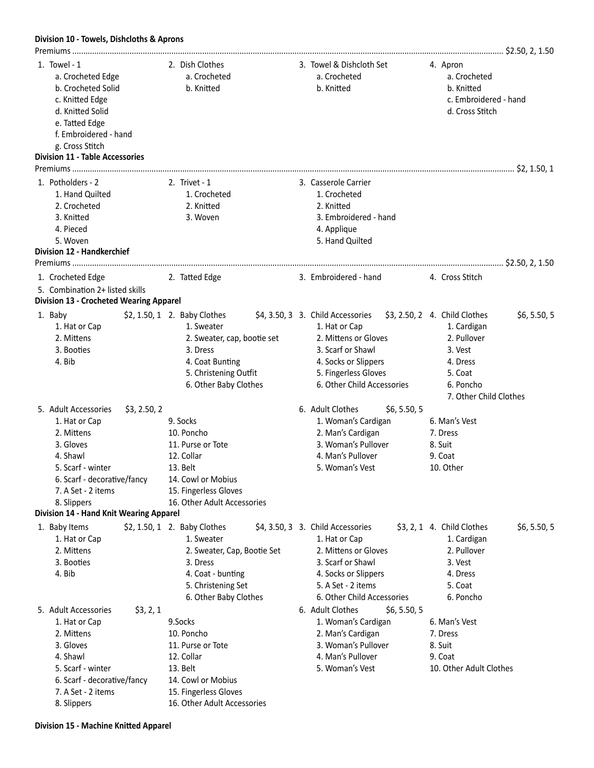**Division 10 - Towels, Dishcloths & Aprons**

Premiums ........................................................................................................ $2.50, 2, 1.50

1. Towel - 1
   - a. Crocheted Edge
   - b. Crocheted Solid
   - c. Knitted Edge
   - d. Knitted Solid
   - e. Tatted Edge
   - f. Embroidered - hand
   - g. Cross Stitch
2. Dish Clothes
   - a. Crocheted
   - b. Knitted
3. Towel & Dishcloth Set
   - a. Crocheted
   - b. Knitted
4. Apron
   - a. Crocheted
   - b. Knitted
   - c. Embroidered - hand
   - d. Cross Stitch

**Division 11 - Table Accessories**

Premiums ........................................................................................................ $2, 1.50, 1

1. Potholders - 2
   1. Hand Quilted
   2. Crocheted
   3. Knitted
   4. Pieced
   5. Woven
2. Trivet - 1
   1. Crocheted
   2. Knitted
   3. Woven
3. Casserole Carrier
   1. Crocheted
   2. Knitted
   3. Embroidered - hand
   4. Applique
   5. Hand Quilted

**Division 12 - Handkerchief**

Premiums ........................................................................................................ $2.50, 2, 1.50

1. Crocheted Edge
2. Tatted Edge
3. Embroidered - hand
4. Cross Stitch
5. Combination 2+ listed skills

**Division 13 - Crocheted Wearing Apparel**

1. Baby $2, 1.50, 1
   1. Hat or Cap
   2. Mittens
   3. Booties
   4. Bib
2. Baby Clothes $4, 3.50, 3
   1. Sweater
   2. Sweater, cap, bootie set
   3. Dress
   4. Coat Bunting
   5. Christening Outfit
   6. Other Baby Clothes
3. Child Accessories $3, 2.50, 2
   1. Hat or Cap
   2. Mittens or Gloves
   3. Scarf or Shawl
   4. Socks or Slippers
   5. Fingerless Gloves
   6. Other Child Accessories
4. Child Clothes $6, 5.50, 5
   1. Cardigan
   2. Pullover
   3. Vest
   4. Dress
   5. Coat
   6. Poncho
   7. Other Child Clothes
5. Adult Accessories $3, 2.50, 2
   1. Hat or Cap
   2. Mittens
   3. Gloves
   4. Shawl
   5. Scarf - winter
   6. Scarf - decorative/fancy
   7. A Set - 2 items
   8. Slippers
   9. Socks
   10. Poncho
   11. Purse or Tote
   12. Collar
   13. Belt
   14. Cowl or Mobius
   15. Fingerless Gloves
   16. Other Adult Accessories
6. Adult Clothes $6, 5.50, 5
   1. Woman's Cardigan
   2. Man's Cardigan
   3. Woman's Pullover
   4. Man's Pullover
   5. Woman's Vest
   6. Man's Vest
   7. Dress
   8. Suit
   9. Coat
   10. Other

**Division 14 - Hand Knit Wearing Apparel**

1. Baby Items $2, 1.50, 1
   1. Hat or Cap
   2. Mittens
   3. Booties
   4. Bib
2. Baby Clothes $4, 3.50, 3
   1. Sweater
   2. Sweater, Cap, Bootie Set
   3. Dress
   4. Coat - bunting
   5. Christening Set
   6. Other Baby Clothes
3. Child Accessories $3, 2, 1
   1. Hat or Cap
   2. Mittens or Gloves
   3. Scarf or Shawl
   4. Socks or Slippers
   5. A Set - 2 items
   6. Other Child Accessories
4. Child Clothes $6, 5.50, 5
   1. Cardigan
   2. Pullover
   3. Vest
   4. Dress
   5. Coat
   6. Poncho
5. Adult Accessories $3, 2, 1
   1. Hat or Cap
   2. Mittens
   3. Gloves
   4. Shawl
   5. Scarf - winter
   6. Scarf - decorative/fancy
   7. A Set - 2 items
   8. Slippers
   9. Socks
   10. Poncho
   11. Purse or Tote
   12. Collar
   13. Belt
   14. Cowl or Mobius
   15. Fingerless Gloves
   16. Other Adult Accessories
6. Adult Clothes $6, 5.50, 5
   1. Woman's Cardigan
   2. Man's Cardigan
   3. Woman's Pullover
   4. Man's Pullover
   5. Woman's Vest
   6. Man's Vest
   7. Dress
   8. Suit
   9. Coat
   10. Other Adult Clothes

**Division 15 - Machine Knitted Apparel**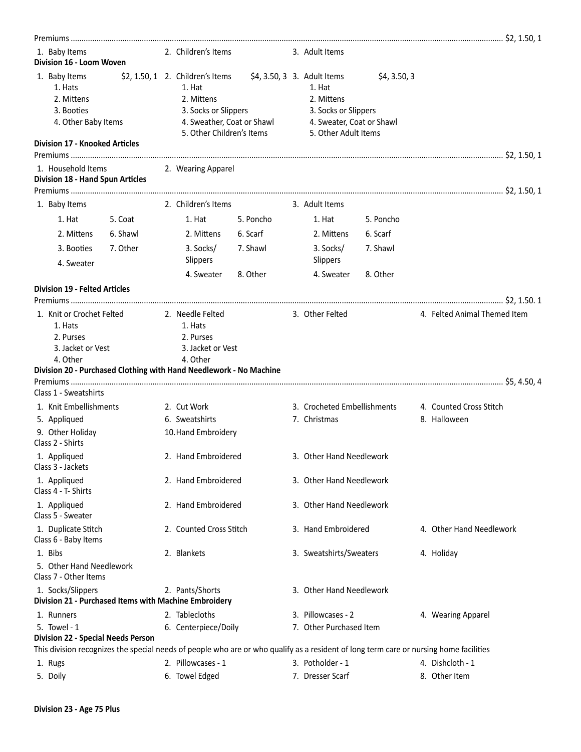Premiums ........................................................................................................ $2, 1.50, 1

1. Baby Items
2. Children's Items
3. Adult Items

**Division 16 - Loom Woven**

1. Baby Items $2, 1.50, 1
   1. Hats
   2. Mittens
   3. Booties
   4. Other Baby Items
2. Children's Items $4, 3.50, 3
   1. Hat
   2. Mittens
   3. Socks or Slippers
   4. Sweather, Coat or Shawl
   5. Other Children's Items
3. Adult Items $4, 3.50, 3
   1. Hat
   2. Mittens
   3. Socks or Slippers
   4. Sweater, Coat or Shawl
   5. Other Adult Items

**Division 17 - Knooked Articles**

Premiums ........................................................................................................ $2, 1.50, 1

1. Household Items
2. Wearing Apparel

**Division 18 - Hand Spun Articles**

Premiums ........................................................................................................ $2, 1.50, 1

1. Baby Items
   1. Hat
   2. Mittens
   3. Booties
   4. Sweater
   5. Coat
   6. Shawl
   7. Other
2. Children's Items
   1. Hat
   2. Mittens
   3. Socks/Slippers
   4. Sweater
   5. Poncho
   6. Scarf
   7. Shawl
   8. Other
3. Adult Items
   1. Hat
   2. Mittens
   3. Socks/Slippers
   4. Sweater
   5. Poncho
   6. Scarf
   7. Shawl
   8. Other

**Division 19 - Felted Articles**

Premiums ........................................................................................................ $2, 1.50. 1

1. Knit or Crochet Felted
   1. Hats
   2. Purses
   3. Jacket or Vest
   4. Other
2. Needle Felted
   1. Hats
   2. Purses
   3. Jacket or Vest
   4. Other
3. Other Felted
4. Felted Animal Themed Item

**Division 20 - Purchased Clothing with Hand Needlework - No Machine**

Premiums ........................................................................................................ $5, 4.50, 4

Class 1 - Sweatshirts

1. Knit Embellishments
2. Cut Work
3. Crocheted Embellishments
4. Counted Cross Stitch
5. Appliqued
6. Sweatshirts
7. Christmas
8. Halloween
9. Other Holiday
10. Hand Embroidery

Class 2 - Shirts

1. Appliqued
2. Hand Embroidered
3. Other Hand Needlework

Class 3 - Jackets

1. Appliqued
2. Hand Embroidered
3. Other Hand Needlework

Class 4 - T- Shirts

1. Appliqued
2. Hand Embroidered
3. Other Hand Needlework

Class 5 - Sweater

1. Duplicate Stitch
2. Counted Cross Stitch
3. Hand Embroidered
4. Other Hand Needlework

Class 6 - Baby Items

1. Bibs
2. Blankets
3. Sweatshirts/Sweaters
4. Holiday
5. Other Hand Needlework

Class 7 - Other Items

1. Socks/Slippers
2. Pants/Shorts
3. Other Hand Needlework

**Division 21 - Purchased Items with Machine Embroidery**

1. Runners
2. Tablecloths
3. Pillowcases - 2
4. Wearing Apparel
5. Towel - 1
6. Centerpiece/Doily
7. Other Purchased Item

**Division 22 - Special Needs Person**

This division recognizes the special needs of people who are or who qualify as a resident of long term care or nursing home facilities

1. Rugs
2. Pillowcases - 1
3. Potholder - 1
4. Dishcloth - 1
5. Doily
6. Towel Edged
7. Dresser Scarf
8. Other Item

**Division 23 - Age 75 Plus**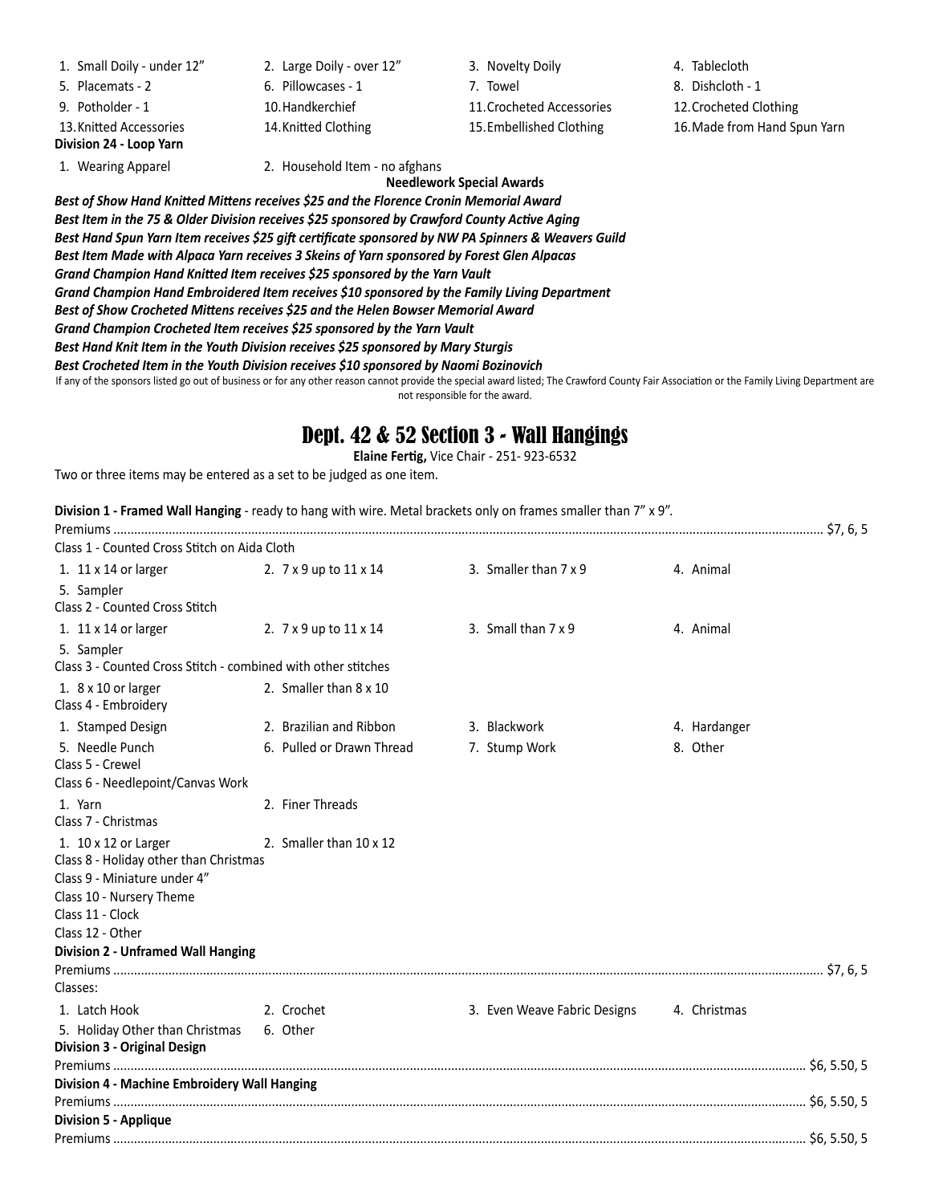1. Small Doily - under 12"
2. Large Doily - over 12"
3. Novelty Doily
4. Tablecloth
5. Placemats - 2
6. Pillowcases - 1
7. Towel
8. Dishcloth - 1
9. Potholder - 1
10. Handkerchief
11. Crocheted Accessories
12. Crocheted Clothing
13. Knitted Accessories
14. Knitted Clothing
15. Embellished Clothing
16. Made from Hand Spun Yarn

**Division 24 - Loop Yarn**

1. Wearing Apparel
2. Household Item - no afghans

**Needlework Special Awards**

***Best of Show Hand Knitted Mittens receives $25 and the Florence Cronin Memorial Award***
***Best Item in the 75 & Older Division receives $25 sponsored by Crawford County Active Aging***
***Best Hand Spun Yarn Item receives $25 gift certificate sponsored by NW PA Spinners & Weavers Guild***
***Best Item Made with Alpaca Yarn receives 3 Skeins of Yarn sponsored by Forest Glen Alpacas***
***Grand Champion Hand Knitted Item receives $25 sponsored by the Yarn Vault***
***Grand Champion Hand Embroidered Item receives $10 sponsored by the Family Living Department***
***Best of Show Crocheted Mittens receives $25 and the Helen Bowser Memorial Award***
***Grand Champion Crocheted Item receives $25 sponsored by the Yarn Vault***
***Best Hand Knit Item in the Youth Division receives $25 sponsored by Mary Sturgis***
***Best Crocheted Item in the Youth Division receives $10 sponsored by Naomi Bozinovich***

If any of the sponsors listed go out of business or for any other reason cannot provide the special award listed; The Crawford County Fair Association or the Family Living Department are not responsible for the award.

# Dept. 42 & 52 Section 3 - Wall Hangings

**Elaine Fertig,** Vice Chair - 251- 923-6532

Two or three items may be entered as a set to be judged as one item.

**Division 1 - Framed Wall Hanging** - ready to hang with wire. Metal brackets only on frames smaller than 7" x 9".

Premiums ............ $7, 6, 5

Class 1 - Counted Cross Stitch on Aida Cloth

1. 11 x 14 or larger
2. 7 x 9 up to 11 x 14
3. Smaller than 7 x 9
4. Animal
5. Sampler

Class 2 - Counted Cross Stitch

1. 11 x 14 or larger
2. 7 x 9 up to 11 x 14
3. Small than 7 x 9
4. Animal
5. Sampler

Class 3 - Counted Cross Stitch - combined with other stitches

1. 8 x 10 or larger
2. Smaller than 8 x 10

Class 4 - Embroidery

1. Stamped Design
2. Brazilian and Ribbon
3. Blackwork
4. Hardanger
5. Needle Punch
6. Pulled or Drawn Thread
7. Stump Work
8. Other

Class 5 - Crewel

Class 6 - Needlepoint/Canvas Work

1. Yarn
2. Finer Threads

Class 7 - Christmas

1. 10 x 12 or Larger
2. Smaller than 10 x 12

Class 8 - Holiday other than Christmas

Class 9 - Miniature under 4"

Class 10 - Nursery Theme

Class 11 - Clock

Class 12 - Other

**Division 2 - Unframed Wall Hanging**

Premiums ............ $7, 6, 5

Classes:

1. Latch Hook
2. Crochet
3. Even Weave Fabric Designs
4. Christmas
5. Holiday Other than Christmas
6. Other

**Division 3 - Original Design**

Premiums ............ $6, 5.50, 5

**Division 4 - Machine Embroidery Wall Hanging**

Premiums ............ $6, 5.50, 5

**Division 5 - Applique**

Premiums ............ $6, 5.50, 5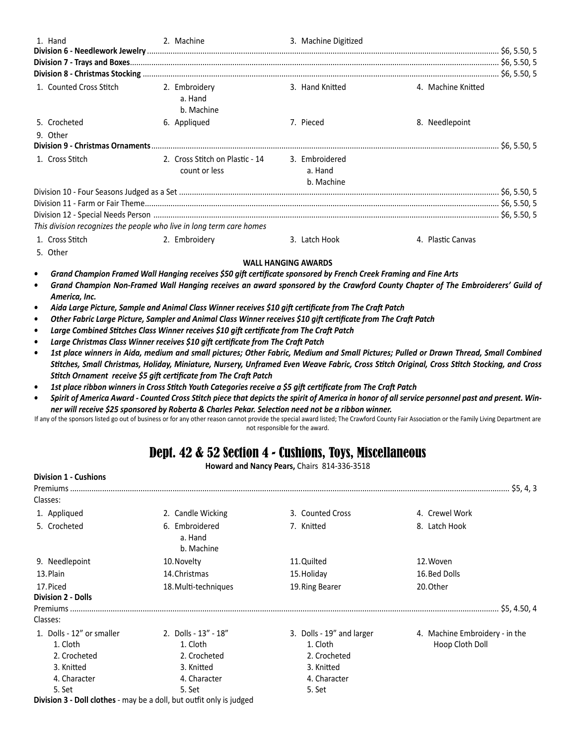1. Hand  2. Machine  3. Machine Digitized

**Division 6 - Needlework Jewelry** ............ $6, 5.50, 5

**Division 7 - Trays and Boxes** ............ $6, 5.50, 5

**Division 8 - Christmas Stocking** ............ $6, 5.50, 5

1. Counted Cross Stitch
2. Embroidery
   a. Hand
   b. Machine
3. Hand Knitted
4. Machine Knitted
5. Crocheted
6. Appliqued
7. Pieced
8. Needlepoint
9. Other

**Division 9 - Christmas Ornaments** ............ $6, 5.50, 5

1. Cross Stitch
2. Cross Stitch on Plastic - 14 count or less
3. Embroidered
   a. Hand
   b. Machine

Division 10 - Four Seasons Judged as a Set ............ $6, 5.50, 5

Division 11 - Farm or Fair Theme............ $6, 5.50, 5

Division 12 - Special Needs Person ............ $6, 5.50, 5

*This division recognizes the people who live in long term care homes*

1. Cross Stitch
2. Embroidery
3. Latch Hook
4. Plastic Canvas
5. Other

**WALL HANGING AWARDS**

- ***Grand Champion Framed Wall Hanging receives $50 gift certificate sponsored by French Creek Framing and Fine Arts***
- ***Grand Champion Non-Framed Wall Hanging receives an award sponsored by the Crawford County Chapter of The Embroiderers' Guild of America, Inc.***
- ***Aida Large Picture, Sample and Animal Class Winner receives $10 gift certificate from The Craft Patch***
- ***Other Fabric Large Picture, Sampler and Animal Class Winner receives $10 gift certificate from The Craft Patch***
- ***Large Combined Stitches Class Winner receives $10 gift certificate from The Craft Patch***
- ***Large Christmas Class Winner receives $10 gift certificate from The Craft Patch***
- ***1st place winners in Aida, medium and small pictures; Other Fabric, Medium and Small Pictures; Pulled or Drawn Thread, Small Combined Stitches, Small Christmas, Holiday, Miniature, Nursery, Unframed Even Weave Fabric, Cross Stitch Original, Cross Stitch Stocking, and Cross Stitch Ornament receive $5 gift certificate from The Craft Patch***
- ***1st place ribbon winners in Cross Stitch Youth Categories receive a $5 gift certificate from The Craft Patch***
- ***Spirit of America Award - Counted Cross Stitch piece that depicts the spirit of America in honor of all service personnel past and present. Winner will receive $25 sponsored by Roberta & Charles Pekar. Selection need not be a ribbon winner.***

If any of the sponsors listed go out of business or for any other reason cannot provide the special award listed; The Crawford County Fair Association or the Family Living Department are not responsible for the award.

# Dept. 42 & 52 Section 4 - Cushions, Toys, Miscellaneous

**Howard and Nancy Pears,** Chairs 814-336-3518

**Division 1 - Cushions**

Premiums ............ $5, 4, 3

Classes:

1. Appliqued
2. Candle Wicking
3. Counted Cross
4. Crewel Work
5. Crocheted
6. Embroidered
   a. Hand
   b. Machine
7. Knitted
8. Latch Hook
9. Needlepoint
10. Novelty
11. Quilted
12. Woven
13. Plain
14. Christmas
15. Holiday
16. Bed Dolls
17. Piced
18. Multi-techniques
19. Ring Bearer
20. Other

**Division 2 - Dolls**

Premiums ............ $5, 4.50, 4

Classes:

1. Dolls - 12" or smaller
   1. Cloth
   2. Crocheted
   3. Knitted
   4. Character
   5. Set
2. Dolls - 13" - 18"
   1. Cloth
   2. Crocheted
   3. Knitted
   4. Character
   5. Set
3. Dolls - 19" and larger
   1. Cloth
   2. Crocheted
   3. Knitted
   4. Character
   5. Set
4. Machine Embroidery - in the Hoop Cloth Doll

**Division 3 - Doll clothes** - may be a doll, but outfit only is judged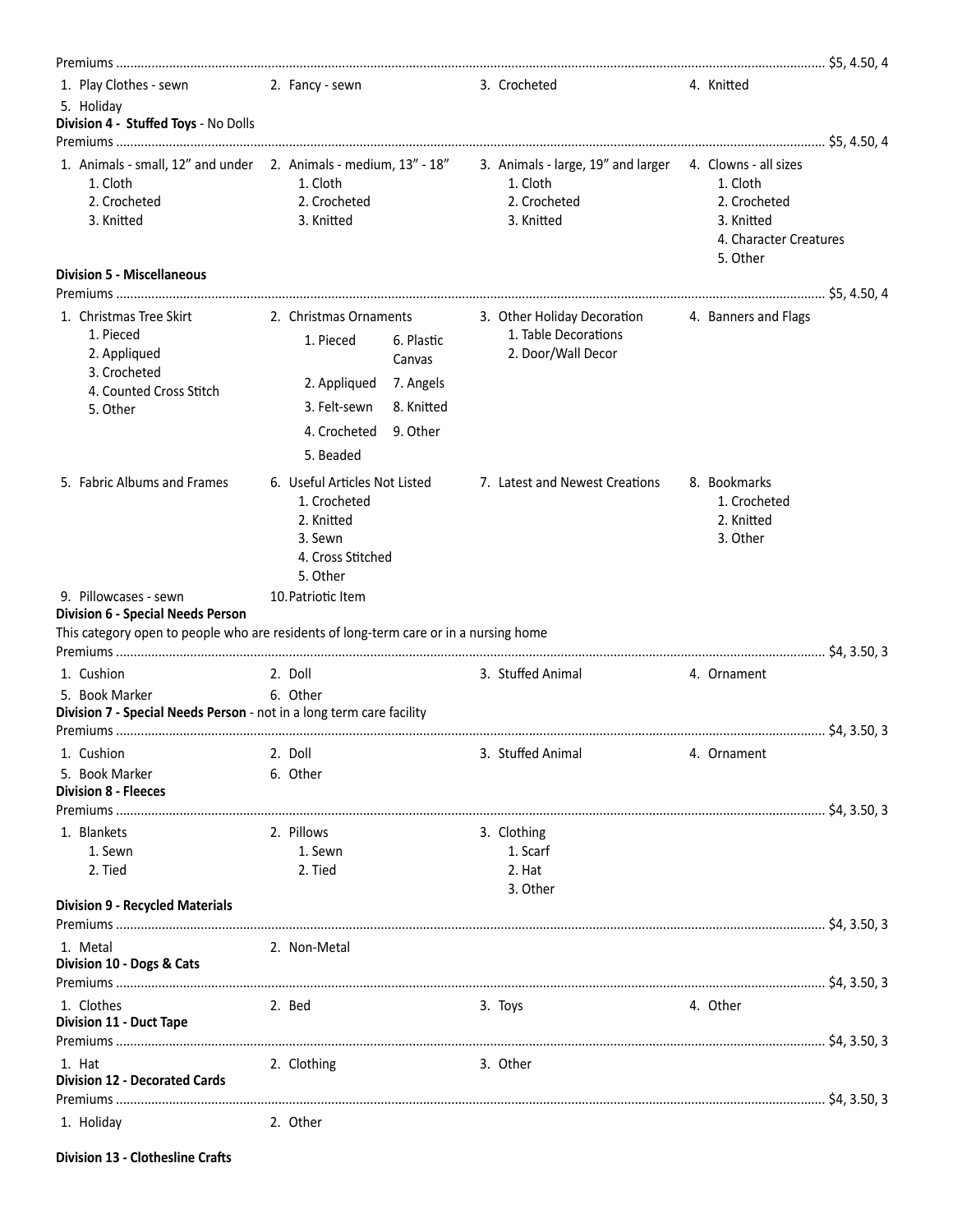Premiums ........................................................................................................ $5, 4.50, 4

1. Play Clothes - sewn
2. Fancy - sewn
3. Crocheted
4. Knitted
5. Holiday

**Division 4 - Stuffed Toys** - No Dolls

Premiums ........................................................................................................ $5, 4.50, 4

1. Animals - small, 12" and under
   1. Cloth
   2. Crocheted
   3. Knitted
2. Animals - medium, 13" - 18"
   1. Cloth
   2. Crocheted
   3. Knitted
3. Animals - large, 19" and larger
   1. Cloth
   2. Crocheted
   3. Knitted
4. Clowns - all sizes
   1. Cloth
   2. Crocheted
   3. Knitted
   4. Character Creatures
   5. Other

**Division 5 - Miscellaneous**

Premiums ........................................................................................................ $5, 4.50, 4

1. Christmas Tree Skirt
   1. Pieced
   2. Appliqued
   3. Crocheted
   4. Counted Cross Stitch
   5. Other
2. Christmas Ornaments
   1. Pieced
   2. Appliqued
   3. Felt-sewn
   4. Crocheted
   5. Beaded
   6. Plastic Canvas
   7. Angels
   8. Knitted
   9. Other
3. Other Holiday Decoration
   1. Table Decorations
   2. Door/Wall Decor
4. Banners and Flags
5. Fabric Albums and Frames
6. Useful Articles Not Listed
   1. Crocheted
   2. Knitted
   3. Sewn
   4. Cross Stitched
   5. Other
7. Latest and Newest Creations
8. Bookmarks
   1. Crocheted
   2. Knitted
   3. Other
9. Pillowcases - sewn
10. Patriotic Item

**Division 6 - Special Needs Person**

This category open to people who are residents of long-term care or in a nursing home

Premiums ........................................................................................................ $4, 3.50, 3

1. Cushion
2. Doll
3. Stuffed Animal
4. Ornament
5. Book Marker
6. Other

**Division 7 - Special Needs Person** - not in a long term care facility

Premiums ........................................................................................................ $4, 3.50, 3

1. Cushion
2. Doll
3. Stuffed Animal
4. Ornament
5. Book Marker
6. Other

**Division 8 - Fleeces**

Premiums ........................................................................................................ $4, 3.50, 3

1. Blankets
   1. Sewn
   2. Tied
2. Pillows
   1. Sewn
   2. Tied
3. Clothing
   1. Scarf
   2. Hat
   3. Other

**Division 9 - Recycled Materials**

Premiums ........................................................................................................ $4, 3.50, 3

1. Metal
2. Non-Metal

**Division 10 - Dogs & Cats**

Premiums ........................................................................................................ $4, 3.50, 3

1. Clothes
2. Bed
3. Toys
4. Other

**Division 11 - Duct Tape**

Premiums ........................................................................................................ $4, 3.50, 3

1. Hat
2. Clothing
3. Other

**Division 12 - Decorated Cards**

Premiums ........................................................................................................ $4, 3.50, 3

1. Holiday
2. Other

**Division 13 - Clothesline Crafts**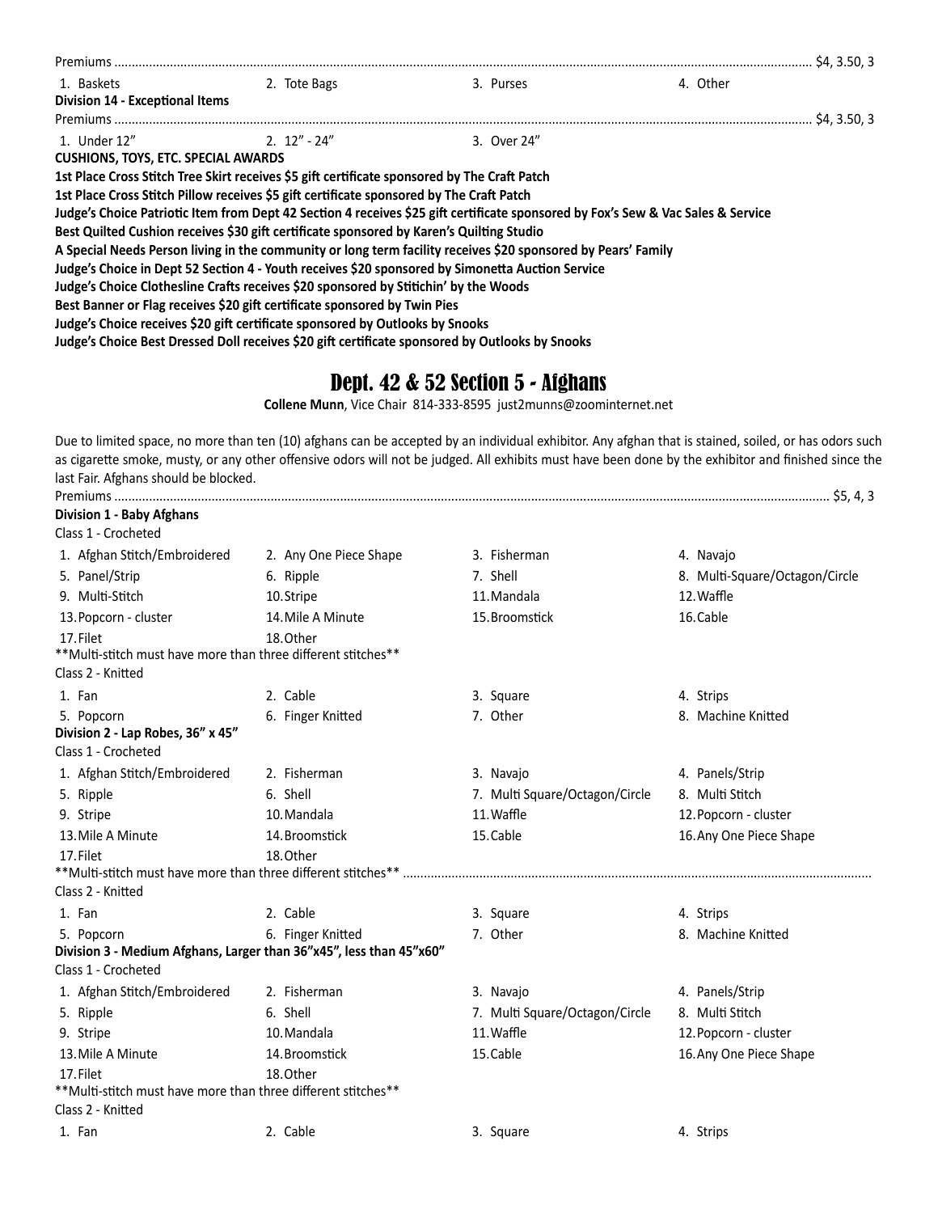Premiums ........................................................................................................................................................................................ $4, 3.50, 3

1. Baskets
2. Tote Bags
3. Purses
4. Other

**Division 14 - Exceptional Items**

Premiums ........................................................................................................................................................................................ $4, 3.50, 3

1. Under 12”
2. 12” - 24”
3. Over 24”

**CUSHIONS, TOYS, ETC. SPECIAL AWARDS**

**1st Place Cross Stitch Tree Skirt receives $5 gift certificate sponsored by The Craft Patch**

**1st Place Cross Stitch Pillow receives $5 gift certificate sponsored by The Craft Patch**

**Judge’s Choice Patriotic Item from Dept 42 Section 4 receives $25 gift certificate sponsored by Fox’s Sew & Vac Sales & Service**

**Best Quilted Cushion receives $30 gift certificate sponsored by Karen’s Quilting Studio**

**A Special Needs Person living in the community or long term facility receives $20 sponsored by Pears’ Family**

**Judge’s Choice in Dept 52 Section 4 - Youth receives $20 sponsored by Simonetta Auction Service**

**Judge’s Choice Clothesline Crafts receives $20 sponsored by Stitichin’ by the Woods**

**Best Banner or Flag receives $20 gift certificate sponsored by Twin Pies**

**Judge’s Choice receives $20 gift certificate sponsored by Outlooks by Snooks**

**Judge’s Choice Best Dressed Doll receives $20 gift certificate sponsored by Outlooks by Snooks**

# Dept. 42 & 52 Section 5 - Afghans

**Collene Munn**, Vice Chair 814-333-8595 just2munns@zoominternet.net

Due to limited space, no more than ten (10) afghans can be accepted by an individual exhibitor. Any afghan that is stained, soiled, or has odors such as cigarette smoke, musty, or any other offensive odors will not be judged. All exhibits must have been done by the exhibitor and finished since the last Fair. Afghans should be blocked.

Premiums ........................................................................................................................................................................................ $5, 4, 3

**Division 1 - Baby Afghans**

Class 1 - Crocheted

1. Afghan Stitch/Embroidered
2. Any One Piece Shape
3. Fisherman
4. Navajo
5. Panel/Strip
6. Ripple
7. Shell
8. Multi-Square/Octagon/Circle
9. Multi-Stitch
10. Stripe
11. Mandala
12. Waffle
13. Popcorn - cluster
14. Mile A Minute
15. Broomstick
16. Cable
17. Filet
18. Other

**Multi-stitch must have more than three different stitches**

Class 2 - Knitted

1. Fan
2. Cable
3. Square
4. Strips
5. Popcorn
6. Finger Knitted
7. Other
8. Machine Knitted

**Division 2 - Lap Robes, 36” x 45”**

Class 1 - Crocheted

1. Afghan Stitch/Embroidered
2. Fisherman
3. Navajo
4. Panels/Strip
5. Ripple
6. Shell
7. Multi Square/Octagon/Circle
8. Multi Stitch
9. Stripe
10. Mandala
11. Waffle
12. Popcorn - cluster
13. Mile A Minute
14. Broomstick
15. Cable
16. Any One Piece Shape
17. Filet
18. Other

**Multi-stitch must have more than three different stitches** ........................................................................................................................................

Class 2 - Knitted

1. Fan
2. Cable
3. Square
4. Strips
5. Popcorn
6. Finger Knitted
7. Other
8. Machine Knitted

**Division 3 - Medium Afghans, Larger than 36”x45”, less than 45”x60”**

Class 1 - Crocheted

1. Afghan Stitch/Embroidered
2. Fisherman
3. Navajo
4. Panels/Strip
5. Ripple
6. Shell
7. Multi Square/Octagon/Circle
8. Multi Stitch
9. Stripe
10. Mandala
11. Waffle
12. Popcorn - cluster
13. Mile A Minute
14. Broomstick
15. Cable
16. Any One Piece Shape
17. Filet
18. Other

**Multi-stitch must have more than three different stitches**

Class 2 - Knitted

1. Fan
2. Cable
3. Square
4. Strips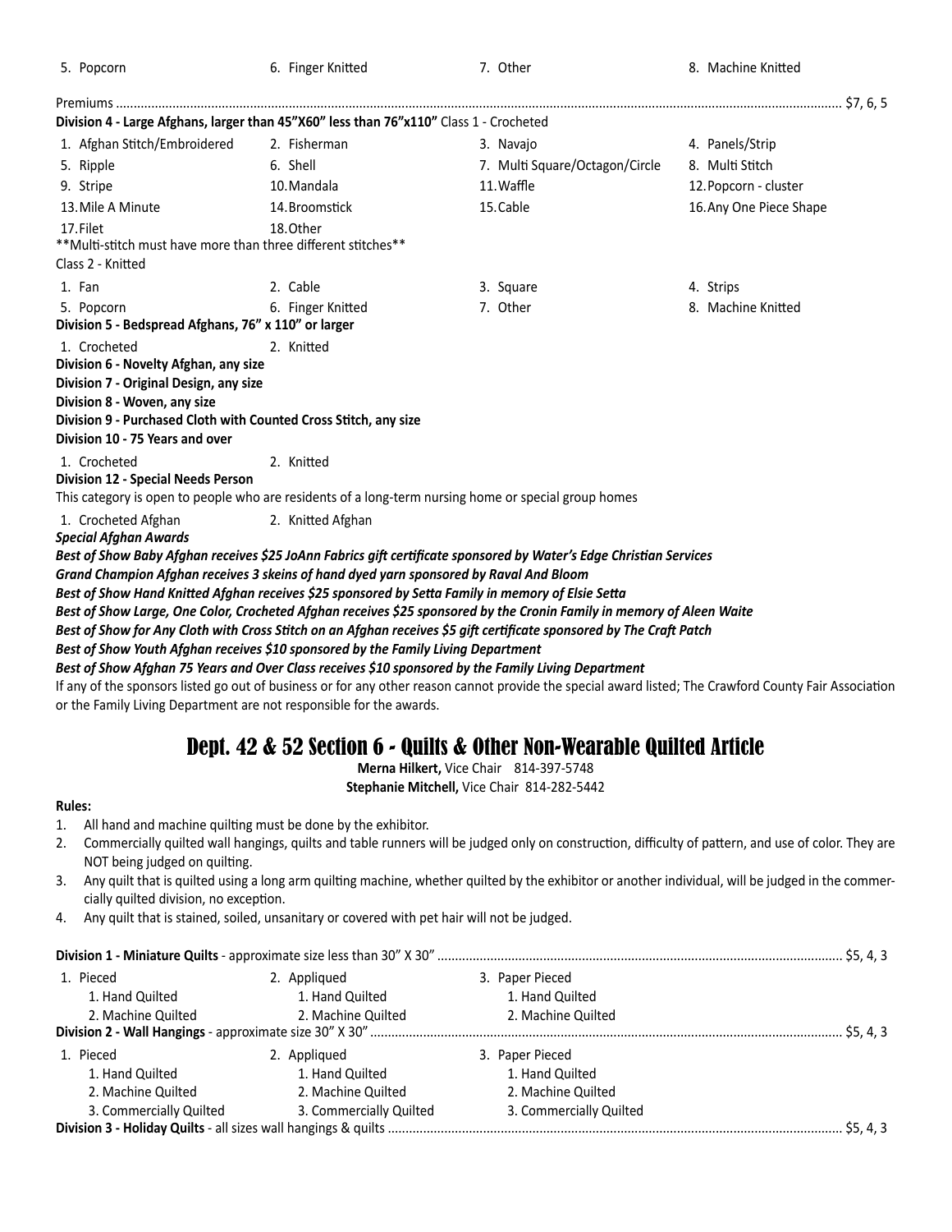| | | | |
|---|---|---|---|
| 5. Popcorn | 6. Finger Knitted | 7. Other | 8. Machine Knitted |

Premiums .......................................................................................................................................... $7, 6, 5

**Division 4 - Large Afghans, larger than 45"X60" less than 76"x110"** Class 1 - Crocheted

| | | | |
|---|---|---|---|
| 1. Afghan Stitch/Embroidered | 2. Fisherman | 3. Navajo | 4. Panels/Strip |
| 5. Ripple | 6. Shell | 7. Multi Square/Octagon/Circle | 8. Multi Stitch |
| 9. Stripe | 10. Mandala | 11. Waffle | 12. Popcorn - cluster |
| 13. Mile A Minute | 14. Broomstick | 15. Cable | 16. Any One Piece Shape |
| 17. Filet | 18. Other | | |

**Multi-stitch must have more than three different stitches**

Class 2 - Knitted

| | | | |
|---|---|---|---|
| 1. Fan | 2. Cable | 3. Square | 4. Strips |
| 5. Popcorn | 6. Finger Knitted | 7. Other | 8. Machine Knitted |

**Division 5 - Bedspread Afghans, 76" x 110" or larger**

1. Crocheted
2. Knitted

**Division 6 - Novelty Afghan, any size**

**Division 7 - Original Design, any size**

**Division 8 - Woven, any size**

**Division 9 - Purchased Cloth with Counted Cross Stitch, any size**

**Division 10 - 75 Years and over**

1. Crocheted
2. Knitted

**Division 12 - Special Needs Person**

This category is open to people who are residents of a long-term nursing home or special group homes

1. Crocheted Afghan
2. Knitted Afghan

***Special Afghan Awards***

***Best of Show Baby Afghan receives $25 JoAnn Fabrics gift certificate sponsored by Water's Edge Christian Services***

***Grand Champion Afghan receives 3 skeins of hand dyed yarn sponsored by Raval And Bloom***

***Best of Show Hand Knitted Afghan receives $25 sponsored by Setta Family in memory of Elsie Setta***

***Best of Show Large, One Color, Crocheted Afghan receives $25 sponsored by the Cronin Family in memory of Aleen Waite***

***Best of Show for Any Cloth with Cross Stitch on an Afghan receives $5 gift certificate sponsored by The Craft Patch***

***Best of Show Youth Afghan receives $10 sponsored by the Family Living Department***

***Best of Show Afghan 75 Years and Over Class receives $10 sponsored by the Family Living Department***

If any of the sponsors listed go out of business or for any other reason cannot provide the special award listed; The Crawford County Fair Association or the Family Living Department are not responsible for the awards.

# Dept. 42 & 52 Section 6 - Quilts & Other Non-Wearable Quilted Article

**Merna Hilkert,** Vice Chair 814-397-5748

**Stephanie Mitchell,** Vice Chair 814-282-5442

**Rules:**

1. All hand and machine quilting must be done by the exhibitor.
2. Commercially quilted wall hangings, quilts and table runners will be judged only on construction, difficulty of pattern, and use of color. They are NOT being judged on quilting.
3. Any quilt that is quilted using a long arm quilting machine, whether quilted by the exhibitor or another individual, will be judged in the commercially quilted division, no exception.
4. Any quilt that is stained, soiled, unsanitary or covered with pet hair will not be judged.

**Division 1 - Miniature Quilts** - approximate size less than 30" X 30" .......................................................... $5, 4, 3

| | | |
|---|---|---|
| 1. Pieced | 2. Appliqued | 3. Paper Pieced |
| 1. Hand Quilted | 1. Hand Quilted | 1. Hand Quilted |
| 2. Machine Quilted | 2. Machine Quilted | 2. Machine Quilted |

**Division 2 - Wall Hangings** - approximate size 30" X 30" .......................................................... $5, 4, 3

| | | |
|---|---|---|
| 1. Pieced | 2. Appliqued | 3. Paper Pieced |
| 1. Hand Quilted | 1. Hand Quilted | 1. Hand Quilted |
| 2. Machine Quilted | 2. Machine Quilted | 2. Machine Quilted |
| 3. Commercially Quilted | 3. Commercially Quilted | 3. Commercially Quilted |

**Division 3 - Holiday Quilts** - all sizes wall hangings & quilts .......................................................... $5, 4, 3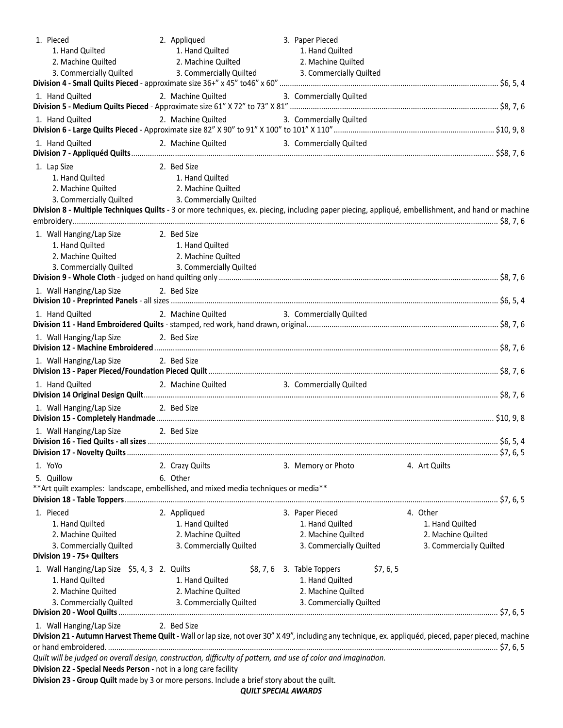1. Pieced
    1. Hand Quilted
    2. Machine Quilted
    3. Commercially Quilted
2. Appliqued
    1. Hand Quilted
    2. Machine Quilted
    3. Commercially Quilted
3. Paper Pieced
    1. Hand Quilted
    2. Machine Quilted
    3. Commercially Quilted

**Division 4 - Small Quilts Pieced** - approximate size 36+" x 45" to46" x 60" ........ $6, 5, 4

1. Hand Quilted
2. Machine Quilted
3. Commercially Quilted

**Division 5 - Medium Quilts Pieced** - Approximate size 61" X 72" to 73" X 81" ........ $8, 7, 6

1. Hand Quilted
2. Machine Quilted
3. Commercially Quilted

**Division 6 - Large Quilts Pieced** - Approximate size 82" X 90" to 91" X 100" to 101" X 110" ........ $10, 9, 8

1. Hand Quilted
2. Machine Quilted
3. Commercially Quilted

**Division 7 - Appliquéd Quilts** ........ $$8, 7, 6

1. Lap Size
    1. Hand Quilted
    2. Machine Quilted
    3. Commercially Quilted
2. Bed Size
    1. Hand Quilted
    2. Machine Quilted
    3. Commercially Quilted

**Division 8 - Multiple Techniques Quilts** - 3 or more techniques, ex. piecing, including paper piecing, appliqué, embellishment, and hand or machine embroidery ........ $8, 7, 6

1. Wall Hanging/Lap Size
    1. Hand Quilted
    2. Machine Quilted
    3. Commercially Quilted
2. Bed Size
    1. Hand Quilted
    2. Machine Quilted
    3. Commercially Quilted

**Division 9 - Whole Cloth** - judged on hand quilting only ........ $8, 7, 6

1. Wall Hanging/Lap Size
2. Bed Size

**Division 10 - Preprinted Panels** - all sizes ........ $6, 5, 4

1. Hand Quilted
2. Machine Quilted
3. Commercially Quilted

**Division 11 - Hand Embroidered Quilts** - stamped, red work, hand drawn, original ........ $8, 7, 6

1. Wall Hanging/Lap Size
2. Bed Size

**Division 12 - Machine Embroidered** ........ $8, 7, 6

1. Wall Hanging/Lap Size
2. Bed Size

**Division 13 - Paper Pieced/Foundation Pieced Quilt** ........ $8, 7, 6

1. Hand Quilted
2. Machine Quilted
3. Commercially Quilted

**Division 14 Original Design Quilt** ........ $8, 7, 6

1. Wall Hanging/Lap Size
2. Bed Size

**Division 15 - Completely Handmade** ........ $10, 9, 8

1. Wall Hanging/Lap Size
2. Bed Size

**Division 16 - Tied Quilts - all sizes** ........ $6, 5, 4

**Division 17 - Novelty Quilts** ........ $7, 6, 5

1. YoYo
2. Crazy Quilts
3. Memory or Photo
4. Art Quilts
5. Quillow
6. Other

**Art quilt examples: landscape, embellished, and mixed media techniques or media**

**Division 18 - Table Toppers** ........ $7, 6, 5

1. Pieced
    1. Hand Quilted
    2. Machine Quilted
    3. Commercially Quilted
2. Appliqued
    1. Hand Quilted
    2. Machine Quilted
    3. Commercially Quilted
3. Paper Pieced
    1. Hand Quilted
    2. Machine Quilted
    3. Commercially Quilted
4. Other
    1. Hand Quilted
    2. Machine Quilted
    3. Commercially Quilted

**Division 19 - 75+ Quilters**

1. Wall Hanging/Lap Size $5, 4, 3
    1. Hand Quilted
    2. Machine Quilted
    3. Commercially Quilted
2. Quilts $8, 7, 6
    1. Hand Quilted
    2. Machine Quilted
    3. Commercially Quilted
3. Table Toppers $7, 6, 5
    1. Hand Quilted
    2. Machine Quilted
    3. Commercially Quilted

**Division 20 - Wool Quilts** ........ $7, 6, 5

1. Wall Hanging/Lap Size
2. Bed Size

**Division 21 - Autumn Harvest Theme Quilt** - Wall or lap size, not over 30" X 49", including any technique, ex. appliquéd, pieced, paper pieced, machine or hand embroidered. ........ $7, 6, 5

*Quilt will be judged on overall design, construction, difficulty of pattern, and use of color and imagination.*

**Division 22 - Special Needs Person** - not in a long care facility

**Division 23 - Group Quilt** made by 3 or more persons. Include a brief story about the quilt.

***QUILT SPECIAL AWARDS***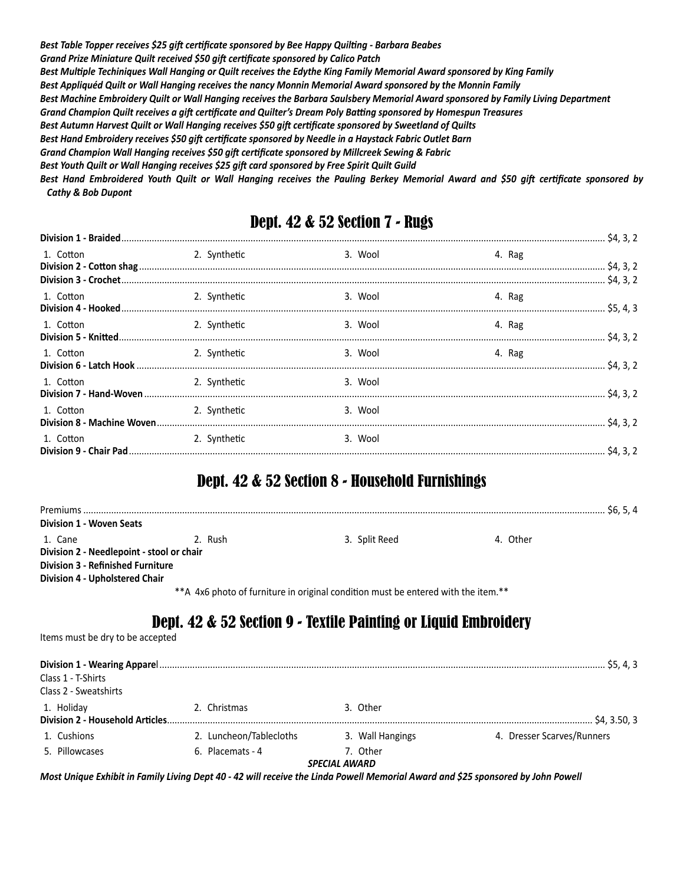*Best Table Topper receives $25 gift certificate sponsored by Bee Happy Quilting - Barbara Beabes*
*Grand Prize Miniature Quilt received $50 gift certificate sponsored by Calico Patch*
*Best Multiple Techiniques Wall Hanging or Quilt receives the Edythe King Family Memorial Award sponsored by King Family*
*Best Appliquéd Quilt or Wall Hanging receives the nancy Monnin Memorial Award sponsored by the Monnin Family*
*Best Machine Embroidery Quilt or Wall Hanging receives the Barbara Saulsbery Memorial Award sponsored by Family Living Department*
*Grand Champion Quilt receives a gift certificate and Quilter's Dream Poly Batting sponsored by Homespun Treasures*
*Best Autumn Harvest Quilt or Wall Hanging receives $50 gift certificate sponsored by Sweetland of Quilts*
*Best Hand Embroidery receives $50 gift certificate sponsored by Needle in a Haystack Fabric Outlet Barn*
*Grand Champion Wall Hanging receives $50 gift certificate sponsored by Millcreek Sewing & Fabric*
*Best Youth Quilt or Wall Hanging receives $25 gift card sponsored by Free Spirit Quilt Guild*
*Best Hand Embroidered Youth Quilt or Wall Hanging receives the Pauling Berkey Memorial Award and $50 gift certificate sponsored by Cathy & Bob Dupont*

## Dept. 42 & 52 Section 7 - Rugs

**Division 1 - Braided**........................................ $4, 3, 2

1. Cotton  2. Synthetic  3. Wool  4. Rag

**Division 2 - Cotton shag**........................................ $4, 3, 2

**Division 3 - Crochet**........................................ $4, 3, 2

1. Cotton  2. Synthetic  3. Wool  4. Rag

**Division 4 - Hooked**........................................ $5, 4, 3

1. Cotton  2. Synthetic  3. Wool  4. Rag

**Division 5 - Knitted**........................................ $4, 3, 2

1. Cotton  2. Synthetic  3. Wool  4. Rag

**Division 6 - Latch Hook**........................................ $4, 3, 2

1. Cotton  2. Synthetic  3. Wool

**Division 7 - Hand-Woven**........................................ $4, 3, 2

1. Cotton  2. Synthetic  3. Wool

**Division 8 - Machine Woven**........................................ $4, 3, 2

1. Cotton  2. Synthetic  3. Wool

**Division 9 - Chair Pad**........................................ $4, 3, 2

## Dept. 42 & 52 Section 8 - Household Furnishings

Premiums........................................ $6, 5, 4

**Division 1 - Woven Seats**

1. Cane  2. Rush  3. Split Reed  4. Other

**Division 2 - Needlepoint - stool or chair**

**Division 3 - Refinished Furniture**

**Division 4 - Upholstered Chair**

**A 4x6 photo of furniture in original condition must be entered with the item.**

## Dept. 42 & 52 Section 9 - Textile Painting or Liquid Embroidery

Items must be dry to be accepted

**Division 1 - Wearing Apparel**........................................ $5, 4, 3

Class 1 - T-Shirts
Class 2 - Sweatshirts

1. Holiday  2. Christmas  3. Other

**Division 2 - Household Articles**........................................ $4, 3.50, 3

1. Cushions  2. Luncheon/Tablecloths  3. Wall Hangings  4. Dresser Scarves/Runners
5. Pillowcases  6. Placemats - 4  7. Other

***SPECIAL AWARD***

***Most Unique Exhibit in Family Living Dept 40 - 42 will receive the Linda Powell Memorial Award and $25 sponsored by John Powell***